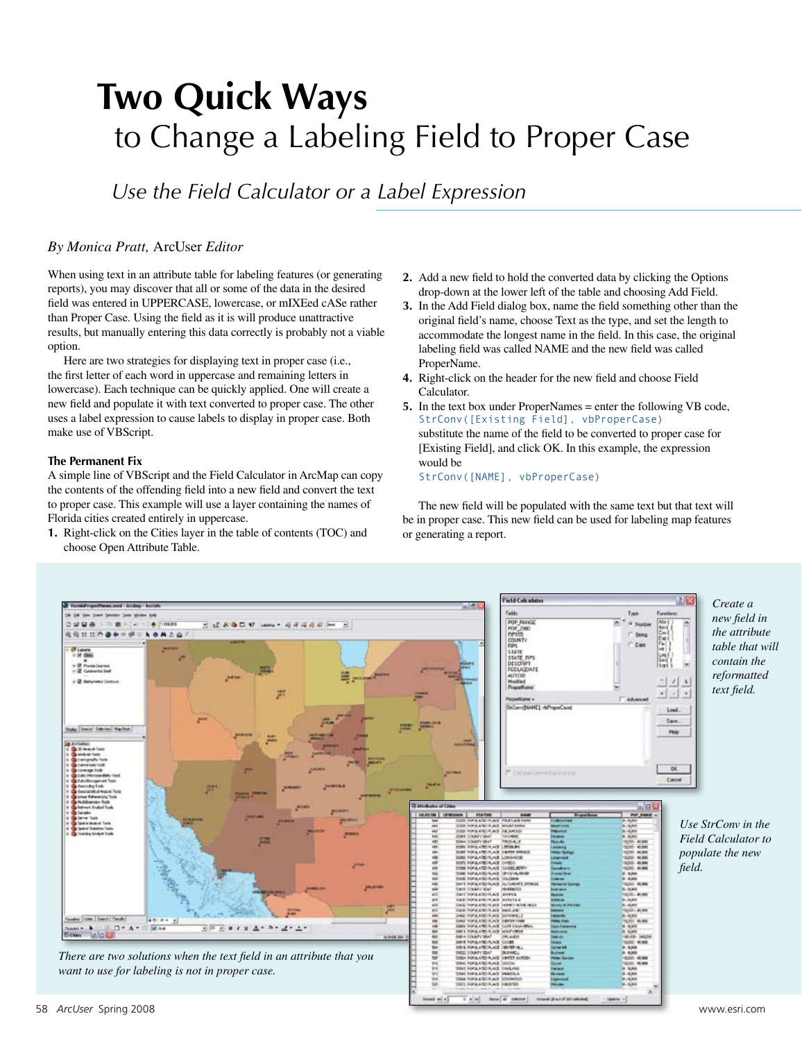# Two Quick Ways

## to Change a Labeling Field to Proper Case

*Use the Field Calculator or a Label Expression*

*By Monica Pratt,* ArcUser *Editor*

When using text in an attribute table for labeling features (or generating reports), you may discover that all or some of the data in the desired field was entered in UPPERCASE, lowercase, or mIXEed cASe rather than Proper Case. Using the field as it is will produce unattractive results, but manually entering this data correctly is probably not a viable option.

Here are two strategies for displaying text in proper case (i.e., the first letter of each word in uppercase and remaining letters in lowercase). Each technique can be quickly applied. One will create a new field and populate it with text converted to proper case. The other uses a label expression to cause labels to display in proper case. Both make use of VBScript.

### The Permanent Fix

A simple line of VBScript and the Field Calculator in ArcMap can copy the contents of the offending field into a new field and convert the text to proper case. This example will use a layer containing the names of Florida cities created entirely in uppercase.

1. Right-click on the Cities layer in the table of contents (TOC) and choose Open Attribute Table.
2. Add a new field to hold the converted data by clicking the Options drop-down at the lower left of the table and choosing Add Field.
3. In the Add Field dialog box, name the field something other than the original field's name, choose Text as the type, and set the length to accommodate the longest name in the field. In this case, the original labeling field was called NAME and the new field was called ProperName.
4. Right-click on the header for the new field and choose Field Calculator.
5. In the text box under ProperNames = enter the following VB code,
   ```
   StrConv([Existing Field], vbProperCase)
   ```
   substitute the name of the field to be converted to proper case for [Existing Field], and click OK. In this example, the expression would be
   ```
   StrConv([NAME], vbProperCase)
   ```

The new field will be populated with the same text but that text will be in proper case. This new field can be used for labeling map features or generating a report.

*Create a new field in the attribute table that will contain the reformatted text field.*

*Use StrConv in the Field Calculator to populate the new field.*

*There are two solutions when the text field in an attribute that you want to use for labeling is not in proper case.*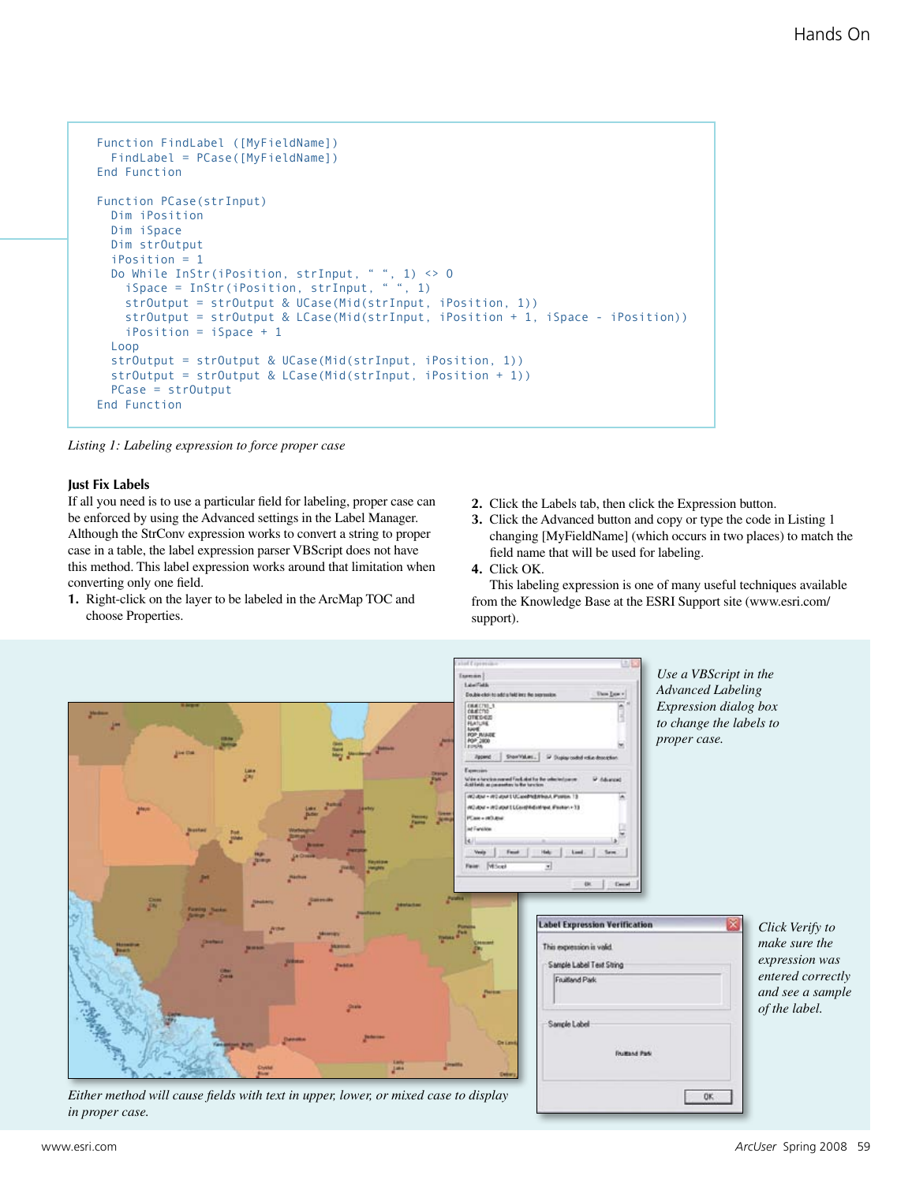```
Function FindLabel ([MyFieldName])
  FindLabel = PCase([MyFieldName])
End Function

Function PCase(strInput)
  Dim iPosition
  Dim iSpace
  Dim strOutput
  iPosition = 1
  Do While InStr(iPosition, strInput, " ", 1) <> 0
    iSpace = InStr(iPosition, strInput, " ", 1)
    strOutput = strOutput & UCase(Mid(strInput, iPosition, 1))
    strOutput = strOutput & LCase(Mid(strInput, iPosition + 1, iSpace - iPosition))
    iPosition = iSpace + 1
  Loop
  strOutput = strOutput & UCase(Mid(strInput, iPosition, 1))
  strOutput = strOutput & LCase(Mid(strInput, iPosition + 1))
  PCase = strOutput
End Function
```

*Listing 1: Labeling expression to force proper case*

### Just Fix Labels

If all you need is to use a particular field for labeling, proper case can be enforced by using the Advanced settings in the Label Manager. Although the StrConv expression works to convert a string to proper case in a table, the label expression parser VBScript does not have this method. This label expression works around that limitation when converting only one field.

1. Right-click on the layer to be labeled in the ArcMap TOC and choose Properties.
2. Click the Labels tab, then click the Expression button.
3. Click the Advanced button and copy or type the code in Listing 1 changing [MyFieldName] (which occurs in two places) to match the field name that will be used for labeling.
4. Click OK.

This labeling expression is one of many useful techniques available from the Knowledge Base at the ESRI Support site (www.esri.com/support).

*Use a VBScript in the Advanced Labeling Expression dialog box to change the labels to proper case.*

*Click Verify to make sure the expression was entered correctly and see a sample of the label.*

*Either method will cause fields with text in upper, lower, or mixed case to display in proper case.*